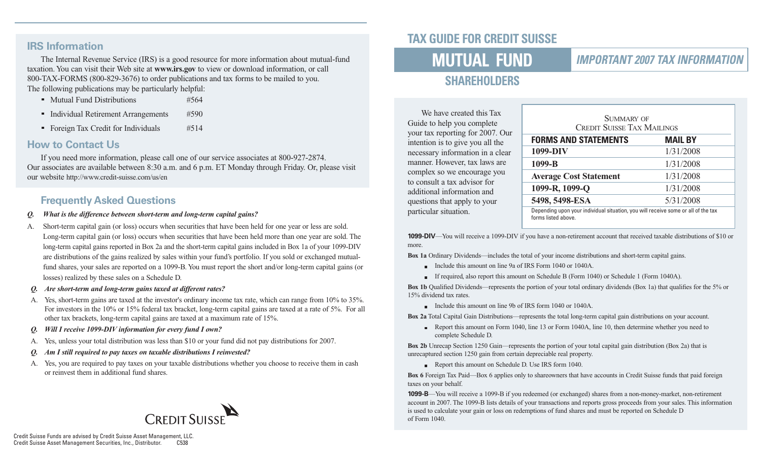# TAX GUIDE FOR CREDIT SUISSE MUTUAL FUND SHAREHOLDERS

## IMPORTANT 2007 TAX INFORMATION

We have created this Tax Guide to help you complete your tax reporting for 2007. Our intention is to give you all the necessary information in a clear manner. However, tax laws are complex so we encourage you to consult a tax advisor for additional information and questions that apply to your particular situation.

**Summary of Credit Suisse Tax Mailings**

| FORMS AND STATEMENTS | MAIL BY |
|---|---|
| 1099-DIV | 1/31/2008 |
| 1099-B | 1/31/2008 |
| Average Cost Statement | 1/31/2008 |
| 1099-R, 1099-Q | 1/31/2008 |
| 5498, 5498-ESA | 5/31/2008 |

Depending upon your individual situation, you will receive some or all of the tax forms listed above.

**1099-DIV**—You will receive a 1099-DIV if you have a non-retirement account that received taxable distributions of $10 or more.

**Box 1a** Ordinary Dividends—includes the total of your income distributions and short-term capital gains.

- Include this amount on line 9a of IRS Form 1040 or 1040A.
- If required, also report this amount on Schedule B (Form 1040) or Schedule 1 (Form 1040A).

**Box 1b** Qualified Dividends—represents the portion of your total ordinary dividends (Box 1a) that qualifies for the 5% or 15% dividend tax rates.

- Include this amount on line 9b of IRS form 1040 or 1040A.

**Box 2a** Total Capital Gain Distributions—represents the total long-term capital gain distributions on your account.

- Report this amount on Form 1040, line 13 or Form 1040A, line 10, then determine whether you need to complete Schedule D.

**Box 2b** Unrecap Section 1250 Gain—represents the portion of your total capital gain distribution (Box 2a) that is unrecaptured section 1250 gain from certain depreciable real property.

- Report this amount on Schedule D. Use IRS form 1040.

**Box 6** Foreign Tax Paid—Box 6 applies only to shareowners that have accounts in Credit Suisse funds that paid foreign taxes on your behalf.

**1099-B**—You will receive a 1099-B if you redeemed (or exchanged) shares from a non-money-market, non-retirement account in 2007. The 1099-B lists details of your transactions and reports gross proceeds from your sales. This information is used to calculate your gain or loss on redemptions of fund shares and must be reported on Schedule D of Form 1040.

## IRS Information

The Internal Revenue Service (IRS) is a good resource for more information about mutual-fund taxation. You can visit their Web site at **www.irs.gov** to view or download information, or call 800-TAX-FORMS (800-829-3676) to order publications and tax forms to be mailed to you. The following publications may be particularly helpful:

- Mutual Fund Distributions #564
- Individual Retirement Arrangements #590
- Foreign Tax Credit for Individuals #514

## How to Contact Us

If you need more information, please call one of our service associates at 800-927-2874. Our associates are available between 8:30 a.m. and 6 p.m. ET Monday through Friday. Or, please visit our website http://www.credit-suisse.com/us/en

## Frequently Asked Questions

***Q. What is the difference between short-term and long-term capital gains?***

A. Short-term capital gain (or loss) occurs when securities that have been held for one year or less are sold. Long-term capital gain (or loss) occurs when securities that have been held more than one year are sold. The long-term capital gains reported in Box 2a and the short-term capital gains included in Box 1a of your 1099-DIV are distributions of the gains realized by sales within your fund's portfolio. If you sold or exchanged mutual-fund shares, your sales are reported on a 1099-B. You must report the short and/or long-term capital gains (or losses) realized by these sales on a Schedule D.

***Q. Are short-term and long-term gains taxed at different rates?***

A. Yes, short-term gains are taxed at the investor's ordinary income tax rate, which can range from 10% to 35%. For investors in the 10% or 15% federal tax bracket, long-term capital gains are taxed at a rate of 5%. For all other tax brackets, long-term capital gains are taxed at a maximum rate of 15%.

***Q. Will I receive 1099-DIV information for every fund I own?***

A. Yes, unless your total distribution was less than $10 or your fund did not pay distributions for 2007.

***Q. Am I still required to pay taxes on taxable distributions I reinvested?***

A. Yes, you are required to pay taxes on your taxable distributions whether you choose to receive them in cash or reinvest them in additional fund shares.

CREDIT SUISSE

Credit Suisse Funds are advised by Credit Suisse Asset Management, LLC.
Credit Suisse Asset Management Securities, Inc., Distributor. C538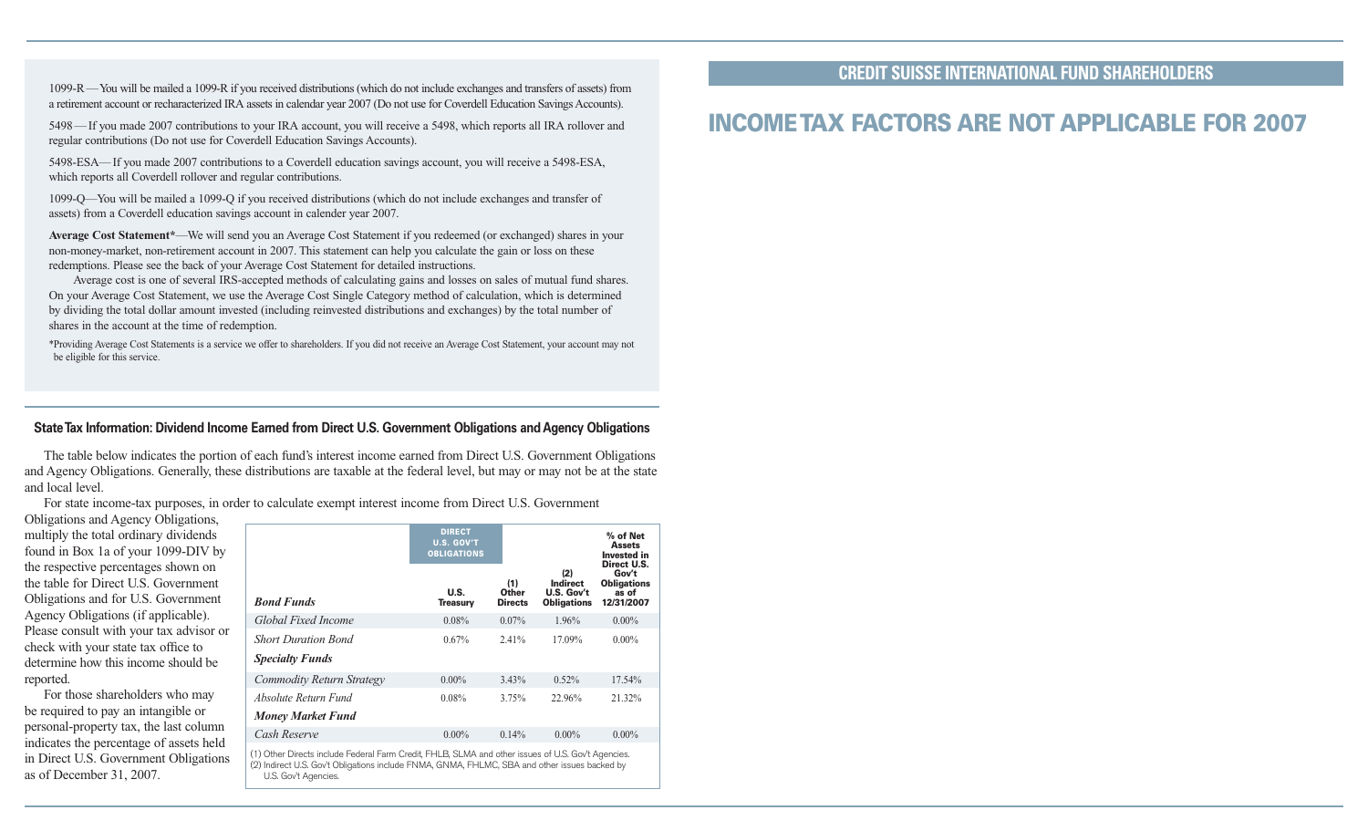1099-R — You will be mailed a 1099-R if you received distributions (which do not include exchanges and transfers of assets) from a retirement account or recharacterized IRA assets in calendar year 2007 (Do not use for Coverdell Education Savings Accounts).

5498 — If you made 2007 contributions to your IRA account, you will receive a 5498, which reports all IRA rollover and regular contributions (Do not use for Coverdell Education Savings Accounts).

5498-ESA— If you made 2007 contributions to a Coverdell education savings account, you will receive a 5498-ESA, which reports all Coverdell rollover and regular contributions.

1099-Q—You will be mailed a 1099-Q if you received distributions (which do not include exchanges and transfer of assets) from a Coverdell education savings account in calender year 2007.

**Average Cost Statement***—We will send you an Average Cost Statement if you redeemed (or exchanged) shares in your non-money-market, non-retirement account in 2007. This statement can help you calculate the gain or loss on these redemptions. Please see the back of your Average Cost Statement for detailed instructions.

Average cost is one of several IRS-accepted methods of calculating gains and losses on sales of mutual fund shares. On your Average Cost Statement, we use the Average Cost Single Category method of calculation, which is determined by dividing the total dollar amount invested (including reinvested distributions and exchanges) by the total number of shares in the account at the time of redemption.

*Providing Average Cost Statements is a service we offer to shareholders. If you did not receive an Average Cost Statement, your account may not be eligible for this service.

### State Tax Information: Dividend Income Earned from Direct U.S. Government Obligations and Agency Obligations

The table below indicates the portion of each fund's interest income earned from Direct U.S. Government Obligations and Agency Obligations. Generally, these distributions are taxable at the federal level, but may or may not be at the state and local level.

For state income-tax purposes, in order to calculate exempt interest income from Direct U.S. Government Obligations and Agency Obligations, multiply the total ordinary dividends found in Box 1a of your 1099-DIV by the respective percentages shown on the table for Direct U.S. Government Obligations and for U.S. Government Agency Obligations (if applicable). Please consult with your tax advisor or check with your state tax office to determine how this income should be reported.

For those shareholders who may be required to pay an intangible or personal-property tax, the last column indicates the percentage of assets held in Direct U.S. Government Obligations as of December 31, 2007.

| | DIRECT U.S. GOV'T OBLIGATIONS | | | |
|---|---|---|---|---|
| ***Bond Funds*** | U.S. Treasury | (1) Other Directs | (2) Indirect U.S. Gov't Obligations | % of Net Assets Invested in Direct U.S. Gov't Obligations as of 12/31/2007 |
| *Global Fixed Income* | 0.08% | 0.07% | 1.96% | 0.00% |
| *Short Duration Bond* | 0.67% | 2.41% | 17.09% | 0.00% |
| ***Specialty Funds*** | | | | |
| *Commodity Return Strategy* | 0.00% | 3.43% | 0.52% | 17.54% |
| *Absolute Return Fund* | 0.08% | 3.75% | 22.96% | 21.32% |
| ***Money Market Fund*** | | | | |
| *Cash Reserve* | 0.00% | 0.14% | 0.00% | 0.00% |

(1) Other Directs include Federal Farm Credit, FHLB, SLMA and other issues of U.S. Gov't Agencies.
(2) Indirect U.S. Gov't Obligations include FNMA, GNMA, FHLMC, SBA and other issues backed by U.S. Gov't Agencies.

## CREDIT SUISSE INTERNATIONAL FUND SHAREHOLDERS

# INCOME TAX FACTORS ARE NOT APPLICABLE FOR 2007